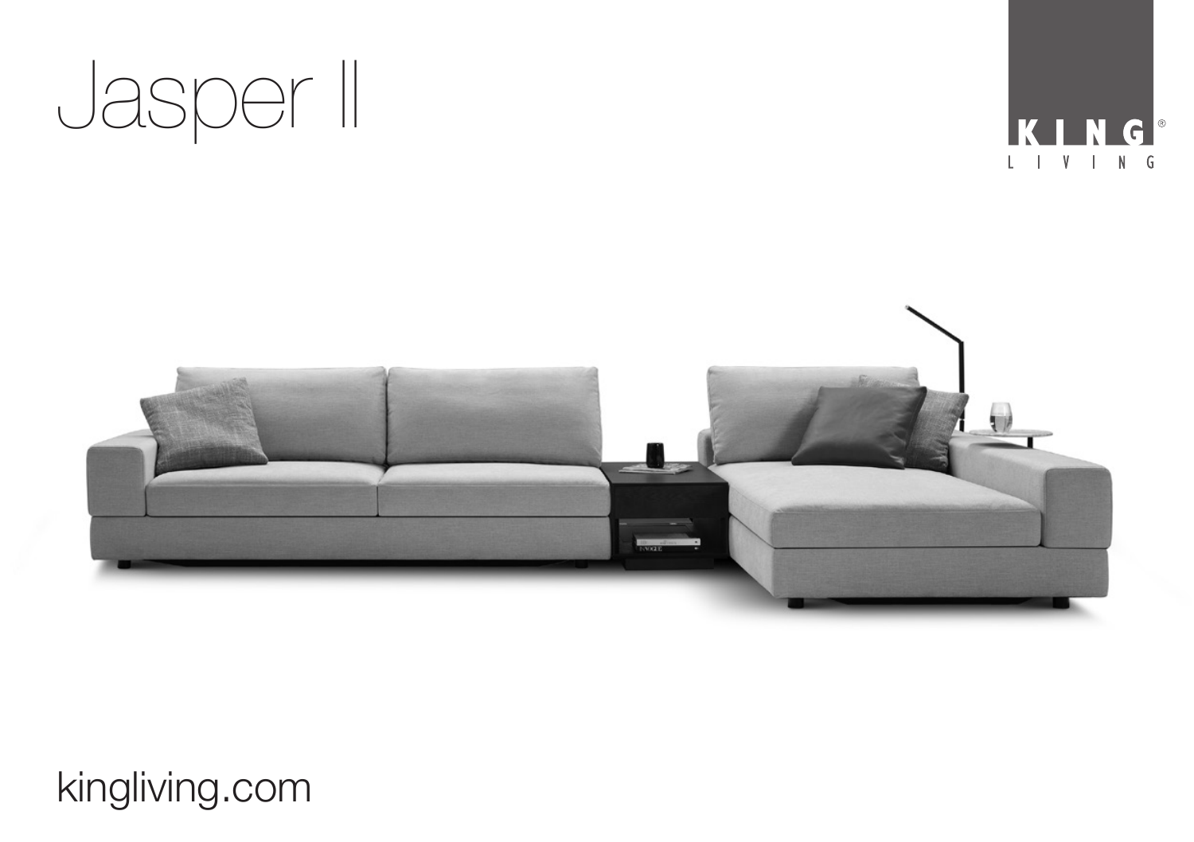# Jasper II

KING LIVING

kingliving.com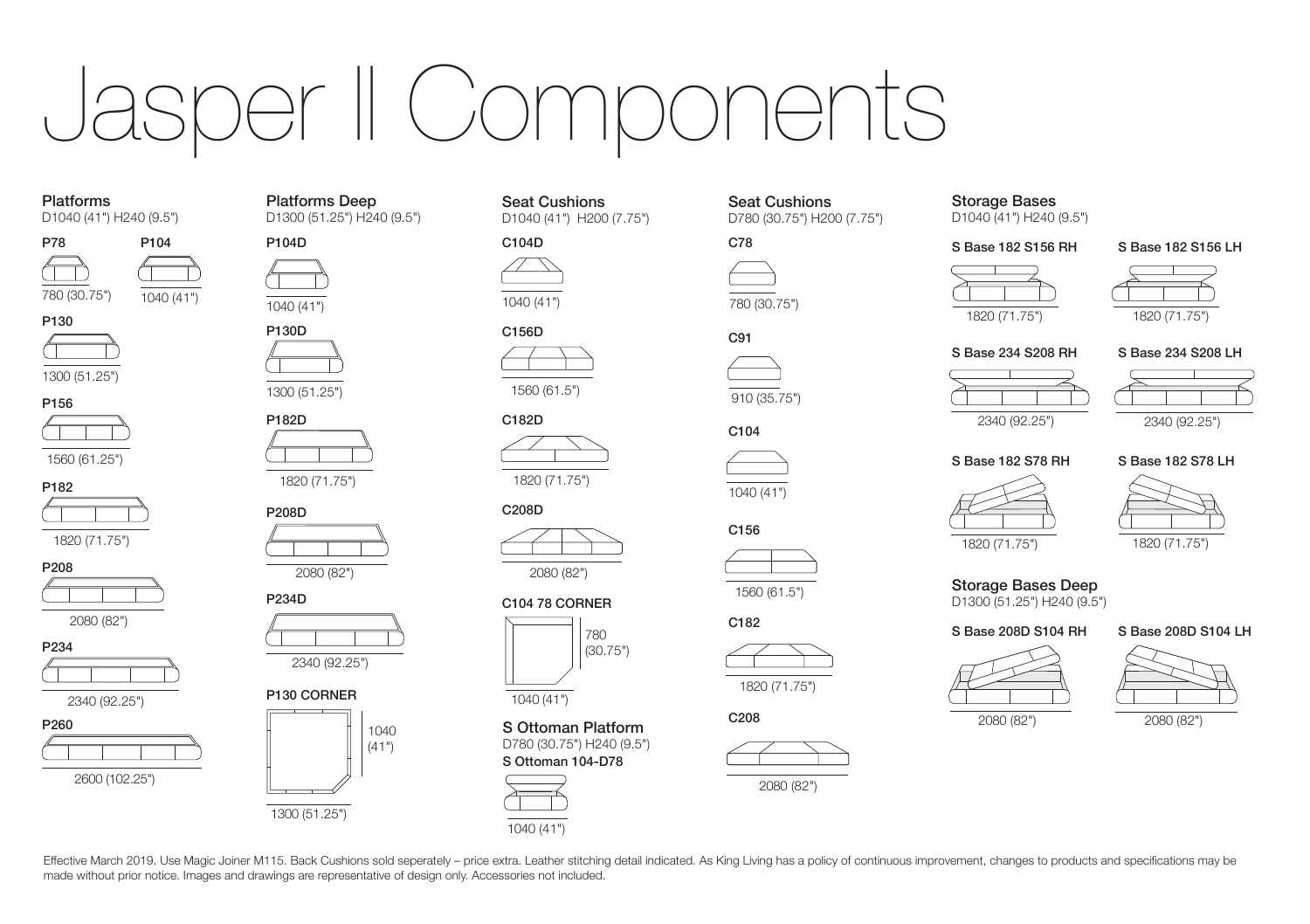# Jasper II Components

## Platforms

D1040 (41") H240 (9.5")

**P78**

780 (30.75")

**P104**

1040 (41")

**P130**

1300 (51.25")

**P156**

1560 (61.25")

**P182**

1820 (71.75")

**P208**

2080 (82")

**P234**

2340 (92.25")

**P260**

2600 (102.25")

## Platforms Deep

D1300 (51.25") H240 (9.5")

**P104D**

1040 (41")

**P130D**

1300 (51.25")

**P182D**

1820 (71.75")

**P208D**

2080 (82")

**P234D**

2340 (92.25")

**P130 CORNER**

1040 (41")

1300 (51.25")

## Seat Cushions

D1040 (41") H200 (7.75")

**C104D**

1040 (41")

**C156D**

1560 (61.5")

**C182D**

1820 (71.75")

**C208D**

2080 (82")

**C104 78 CORNER**

780 (30.75")

1040 (41")

## S Ottoman Platform

D780 (30.75") H240 (9.5")

**S Ottoman 104-D78**

1040 (41")

## Seat Cushions

D780 (30.75") H200 (7.75")

**C78**

780 (30.75")

**C91**

910 (35.75")

**C104**

1040 (41")

**C156**

1560 (61.5")

**C182**

1820 (71.75")

**C208**

2080 (82")

## Storage Bases

D1040 (41") H240 (9.5")

**S Base 182 S156 RH**

1820 (71.75")

**S Base 182 S156 LH**

1820 (71.75")

**S Base 234 S208 RH**

2340 (92.25")

**S Base 234 S208 LH**

2340 (92.25")

**S Base 182 S78 RH**

1820 (71.75")

**S Base 182 S78 LH**

1820 (71.75")

## Storage Bases Deep

D1300 (51.25") H240 (9.5")

**S Base 208D S104 RH**

2080 (82")

**S Base 208D S104 LH**

2080 (82")

Effective March 2019. Use Magic Joiner M115. Back Cushions sold seperately – price extra. Leather stitching detail indicated. As King Living has a policy of continuous improvement, changes to products and specifications may be made without prior notice. Images and drawings are representative of design only. Accessories not included.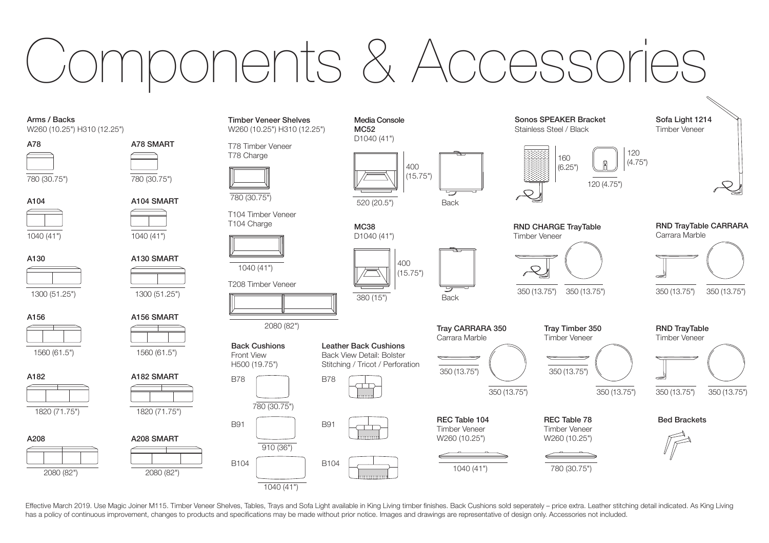# Components & Accessories

## Arms / Backs

W260 (10.25") H310 (12.25")

**A78**

780 (30.75")

**A78 SMART**

780 (30.75")

**A104**

1040 (41")

**A104 SMART**

1040 (41")

**A130**

1300 (51.25")

**A130 SMART**

1300 (51.25")

**A156**

1560 (61.5")

**A156 SMART**

1560 (61.5")

**A182**

1820 (71.75")

**A182 SMART**

1820 (71.75")

**A208**

2080 (82")

**A208 SMART**

2080 (82")

## Timber Veneer Shelves

W260 (10.25") H310 (12.25")

T78 Timber Veneer
T78 Charge

780 (30.75")

T104 Timber Veneer
T104 Charge

1040 (41")

T208 Timber Veneer

2080 (82")

## Back Cushions

Front View
H500 (19.75")

B78

780 (30.75")

B91

910 (36")

B104

1040 (41")

## Leather Back Cushions

Back View Detail: Bolster
Stitching / Tricot / Perforation

B78

B91

B104

## Media Console

**MC52**

D1040 (41")

400 (15.75")

520 (20.5")

Back

**MC38**

D1040 (41")

400 (15.75")

380 (15")

Back

## Sonos SPEAKER Bracket

Stainless Steel / Black

160 (6.25")

120 (4.75")

120 (4.75")

## Sofa Light 1214

Timber Veneer

## RND CHARGE TrayTable

Timber Veneer

350 (13.75") 350 (13.75")

## RND TrayTable CARRARA

Carrara Marble

350 (13.75") 350 (13.75")

## Tray CARRARA 350

Carrara Marble

350 (13.75") 350 (13.75")

## Tray Timber 350

Timber Veneer

350 (13.75") 350 (13.75")

## RND TrayTable

Timber Veneer

350 (13.75") 350 (13.75")

## REC Table 104

Timber Veneer
W260 (10.25")

1040 (41")

## REC Table 78

Timber Veneer
W260 (10.25")

780 (30.75")

## Bed Brackets

Effective March 2019. Use Magic Joiner M115. Timber Veneer Shelves, Tables, Trays and Sofa Light available in King Living timber finishes. Back Cushions sold seperately – price extra. Leather stitching detail indicated. As King Living has a policy of continuous improvement, changes to products and specifications may be made without prior notice. Images and drawings are representative of design only. Accessories not included.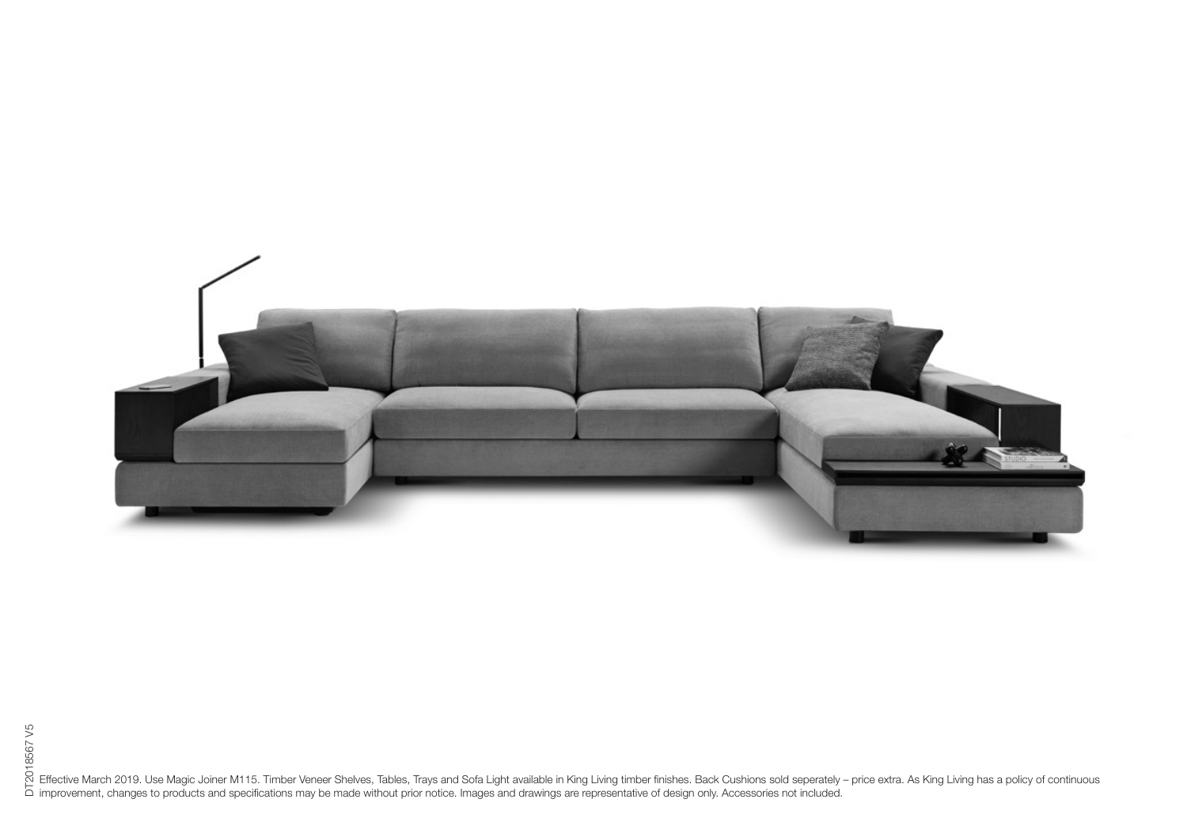DT2018567 V5

Effective March 2019. Use Magic Joiner M115. Timber Veneer Shelves, Tables, Trays and Sofa Light available in King Living timber finishes. Back Cushions sold seperately – price extra. As King Living has a policy of continuous improvement, changes to products and specifications may be made without prior notice. Images and drawings are representative of design only. Accessories not included.